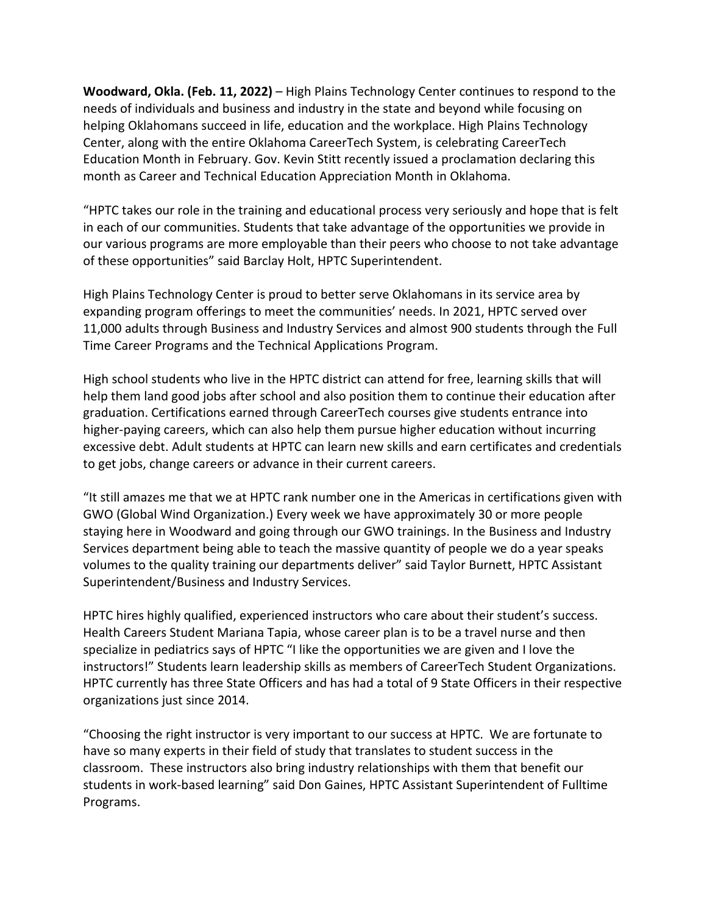**Woodward, Okla. (Feb. 11, 2022)** – High Plains Technology Center continues to respond to the needs of individuals and business and industry in the state and beyond while focusing on helping Oklahomans succeed in life, education and the workplace. High Plains Technology Center, along with the entire Oklahoma CareerTech System, is celebrating CareerTech Education Month in February. Gov. Kevin Stitt recently issued a proclamation declaring this month as Career and Technical Education Appreciation Month in Oklahoma.

"HPTC takes our role in the training and educational process very seriously and hope that is felt in each of our communities. Students that take advantage of the opportunities we provide in our various programs are more employable than their peers who choose to not take advantage of these opportunities" said Barclay Holt, HPTC Superintendent.

High Plains Technology Center is proud to better serve Oklahomans in its service area by expanding program offerings to meet the communities' needs. In 2021, HPTC served over 11,000 adults through Business and Industry Services and almost 900 students through the Full Time Career Programs and the Technical Applications Program.

High school students who live in the HPTC district can attend for free, learning skills that will help them land good jobs after school and also position them to continue their education after graduation. Certifications earned through CareerTech courses give students entrance into higher-paying careers, which can also help them pursue higher education without incurring excessive debt. Adult students at HPTC can learn new skills and earn certificates and credentials to get jobs, change careers or advance in their current careers.

"It still amazes me that we at HPTC rank number one in the Americas in certifications given with GWO (Global Wind Organization.) Every week we have approximately 30 or more people staying here in Woodward and going through our GWO trainings. In the Business and Industry Services department being able to teach the massive quantity of people we do a year speaks volumes to the quality training our departments deliver" said Taylor Burnett, HPTC Assistant Superintendent/Business and Industry Services.

HPTC hires highly qualified, experienced instructors who care about their student's success. Health Careers Student Mariana Tapia, whose career plan is to be a travel nurse and then specialize in pediatrics says of HPTC "I like the opportunities we are given and I love the instructors!" Students learn leadership skills as members of CareerTech Student Organizations. HPTC currently has three State Officers and has had a total of 9 State Officers in their respective organizations just since 2014.

"Choosing the right instructor is very important to our success at HPTC. We are fortunate to have so many experts in their field of study that translates to student success in the classroom. These instructors also bring industry relationships with them that benefit our students in work-based learning" said Don Gaines, HPTC Assistant Superintendent of Fulltime Programs.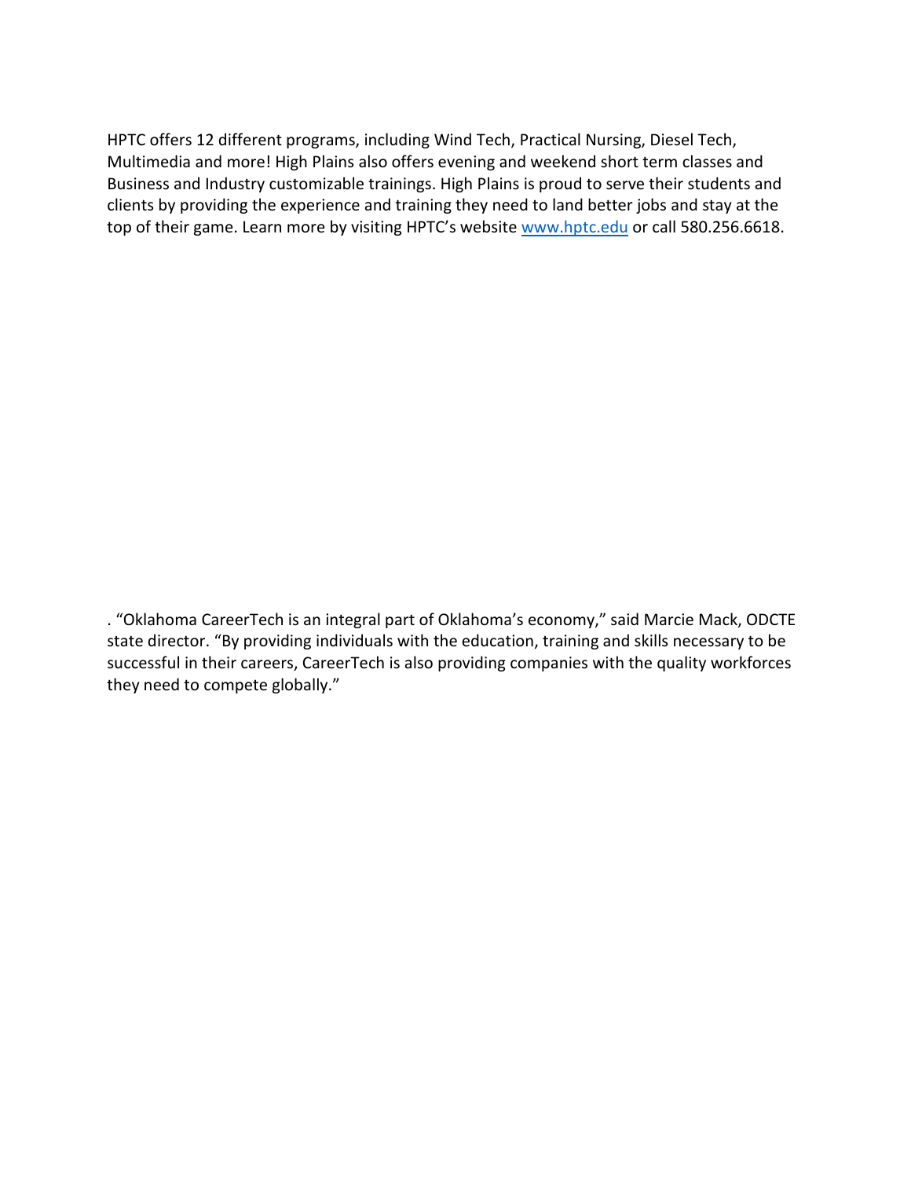HPTC offers 12 different programs, including Wind Tech, Practical Nursing, Diesel Tech, Multimedia and more! High Plains also offers evening and weekend short term classes and Business and Industry customizable trainings. High Plains is proud to serve their students and clients by providing the experience and training they need to land better jobs and stay at the top of their game. Learn more by visiting HPTC's website [www.hptc.edu](http://www.hptc.edu) or call 580.256.6618.

. "Oklahoma CareerTech is an integral part of Oklahoma's economy," said Marcie Mack, ODCTE state director. "By providing individuals with the education, training and skills necessary to be successful in their careers, CareerTech is also providing companies with the quality workforces they need to compete globally."